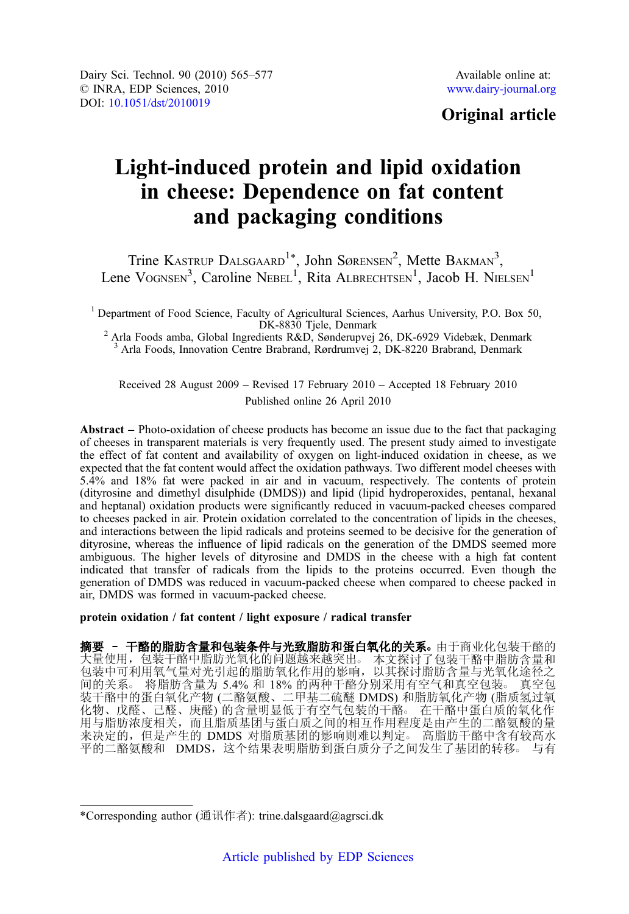Dairy Sci. Technol. 90 (2010) 565–577
© INRA, EDP Sciences, 2010
DOI: 10.1051/dst/2010019

Available online at:
www.dairy-journal.org

**Original article**

# Light-induced protein and lipid oxidation in cheese: Dependence on fat content and packaging conditions

Trine Kastrup Dalsgaard[1*], John Sørensen[2], Mette Bakman[3], Lene Vognsen[3], Caroline Nebel[1], Rita Albrechtsen[1], Jacob H. Nielsen[1]

[1] Department of Food Science, Faculty of Agricultural Sciences, Aarhus University, P.O. Box 50, DK-8830 Tjele, Denmark
[2] Arla Foods amba, Global Ingredients R&D, Sønderupvej 26, DK-6929 Videbæk, Denmark
[3] Arla Foods, Innovation Centre Brabrand, Rørdrumvej 2, DK-8220 Brabrand, Denmark

Received 28 August 2009 – Revised 17 February 2010 – Accepted 18 February 2010
Published online 26 April 2010

**Abstract** – Photo-oxidation of cheese products has become an issue due to the fact that packaging of cheeses in transparent materials is very frequently used. The present study aimed to investigate the effect of fat content and availability of oxygen on light-induced oxidation in cheese, as we expected that the fat content would affect the oxidation pathways. Two different model cheeses with 5.4% and 18% fat were packed in air and in vacuum, respectively. The contents of protein (dityrosine and dimethyl disulphide (DMDS)) and lipid (lipid hydroperoxides, pentanal, hexanal and heptanal) oxidation products were significantly reduced in vacuum-packed cheeses compared to cheeses packed in air. Protein oxidation correlated to the concentration of lipids in the cheeses, and interactions between the lipid radicals and proteins seemed to be decisive for the generation of dityrosine, whereas the influence of lipid radicals on the generation of the DMDS seemed more ambiguous. The higher levels of dityrosine and DMDS in the cheese with a high fat content indicated that transfer of radicals from the lipids to the proteins occurred. Even though the generation of DMDS was reduced in vacuum-packed cheese when compared to cheese packed in air, DMDS was formed in vacuum-packed cheese.

**protein oxidation / fat content / light exposure / radical transfer**

**摘要 – 干酪的脂肪含量和包装条件与光致脂肪和蛋白氧化的关系。**由于商业化包装干酪的大量使用，包装干酪中脂肪光氧化的问题越来越突出。 本文探讨了包装干酪中脂肪含量和包装中可利用氧气量对光引起的脂肪氧化作用的影响，以其探讨脂肪含量与光氧化途径之间的关系。 将脂肪含量为 5.4% 和 18% 的两种干酪分别采用有空气和真空包装。 真空包装干酪中的蛋白氧化产物 (二酪氨酸、二甲基二硫醚 DMDS) 和脂肪氧化产物 (脂质氢过氧化物、戊醛、己醛、庚醛) 的含量明显低于有空气包装的干酪。 在干酪中蛋白质的氧化作用与脂肪浓度相关，而且脂质基团与蛋白质之间的相互作用程度是由产生的二酪氨酸的量来决定的，但是产生的 DMDS 对脂质基团的影响则难以判定。 高脂肪干酪中含有较高水平的二酪氨酸和 DMDS，这个结果表明脂肪到蛋白质分子之间发生了基团的转移。 与有

*Corresponding author (通讯作者): trine.dalsgaard@agrsci.dk

Article published by EDP Sciences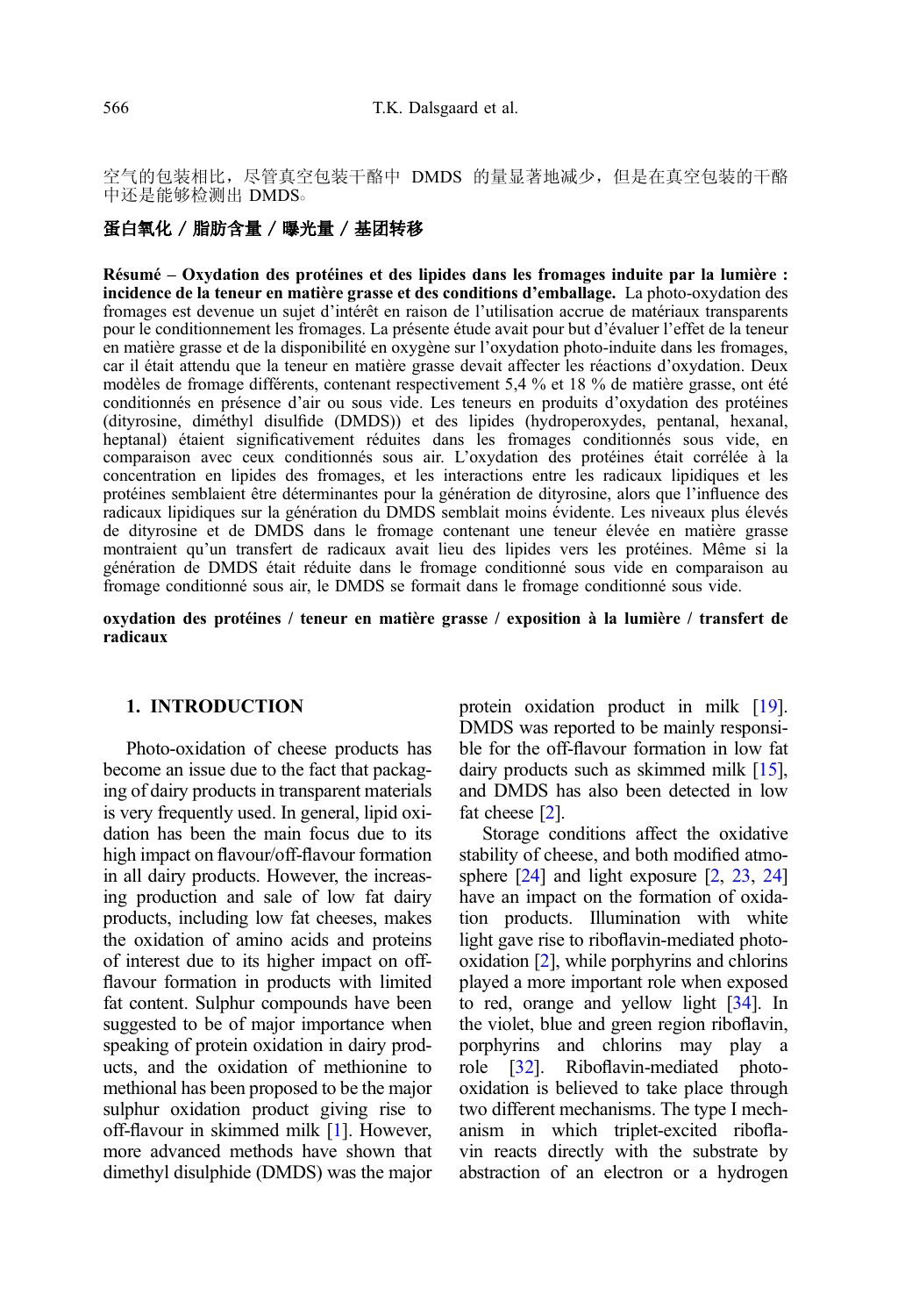空气的包装相比，尽管真空包装干酪中 DMDS 的量显著地减少，但是在真空包装的干酪中还是能够检测出 DMDS。

**蛋白氧化 / 脂肪含量 / 曝光量 / 基团转移**

**Résumé – Oxydation des protéines et des lipides dans les fromages induite par la lumière : incidence de la teneur en matière grasse et des conditions d'emballage.** La photo-oxydation des fromages est devenue un sujet d'intérêt en raison de l'utilisation accrue de matériaux transparents pour le conditionnement les fromages. La présente étude avait pour but d'évaluer l'effet de la teneur en matière grasse et de la disponibilité en oxygène sur l'oxydation photo-induite dans les fromages, car il était attendu que la teneur en matière grasse devait affecter les réactions d'oxydation. Deux modèles de fromage différents, contenant respectivement 5,4 % et 18 % de matière grasse, ont été conditionnés en présence d'air ou sous vide. Les teneurs en produits d'oxydation des protéines (dityrosine, diméthyl disulfide (DMDS)) et des lipides (hydroperoxydes, pentanal, hexanal, heptanal) étaient significativement réduites dans les fromages conditionnés sous vide, en comparaison avec ceux conditionnés sous air. L'oxydation des protéines était corrélée à la concentration en lipides des fromages, et les interactions entre les radicaux lipidiques et les protéines semblaient être déterminantes pour la génération de dityrosine, alors que l'influence des radicaux lipidiques sur la génération du DMDS semblait moins évidente. Les niveaux plus élevés de dityrosine et de DMDS dans le fromage contenant une teneur élevée en matière grasse montraient qu'un transfert de radicaux avait lieu des lipides vers les protéines. Même si la génération de DMDS était réduite dans le fromage conditionné sous vide en comparaison au fromage conditionné sous air, le DMDS se formait dans le fromage conditionné sous vide.

**oxydation des protéines / teneur en matière grasse / exposition à la lumière / transfert de radicaux**

## 1. INTRODUCTION

Photo-oxidation of cheese products has become an issue due to the fact that packaging of dairy products in transparent materials is very frequently used. In general, lipid oxidation has been the main focus due to its high impact on flavour/off-flavour formation in all dairy products. However, the increasing production and sale of low fat dairy products, including low fat cheeses, makes the oxidation of amino acids and proteins of interest due to its higher impact on off-flavour formation in products with limited fat content. Sulphur compounds have been suggested to be of major importance when speaking of protein oxidation in dairy products, and the oxidation of methionine to methional has been proposed to be the major sulphur oxidation product giving rise to off-flavour in skimmed milk [1]. However, more advanced methods have shown that dimethyl disulphide (DMDS) was the major protein oxidation product in milk [19]. DMDS was reported to be mainly responsible for the off-flavour formation in low fat dairy products such as skimmed milk [15], and DMDS has also been detected in low fat cheese [2].

Storage conditions affect the oxidative stability of cheese, and both modified atmosphere [24] and light exposure [2, 23, 24] have an impact on the formation of oxidation products. Illumination with white light gave rise to riboflavin-mediated photo-oxidation [2], while porphyrins and chlorins played a more important role when exposed to red, orange and yellow light [34]. In the violet, blue and green region riboflavin, porphyrins and chlorins may play a role [32]. Riboflavin-mediated photo-oxidation is believed to take place through two different mechanisms. The type I mechanism in which triplet-excited riboflavin reacts directly with the substrate by abstraction of an electron or a hydrogen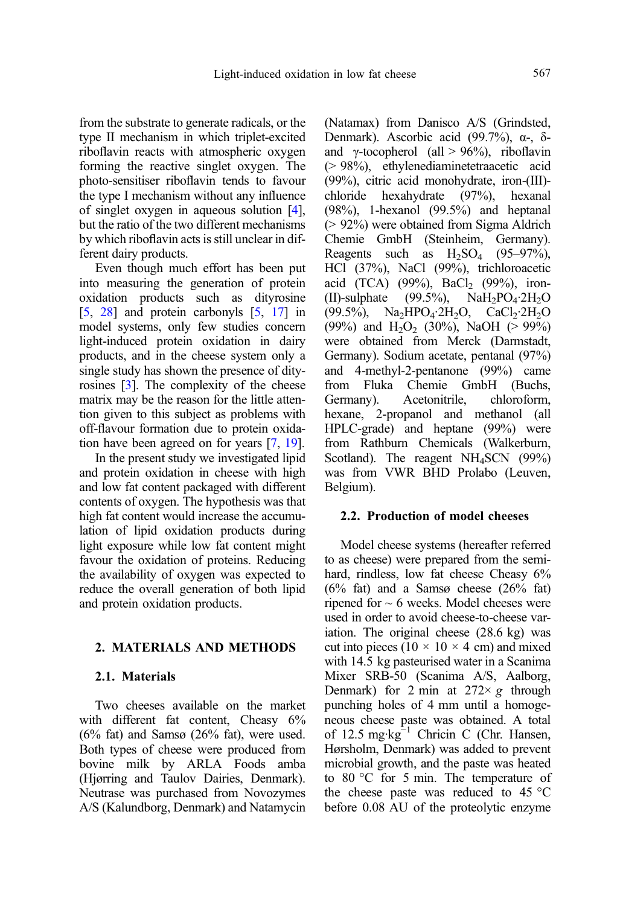from the substrate to generate radicals, or the type II mechanism in which triplet-excited riboflavin reacts with atmospheric oxygen forming the reactive singlet oxygen. The photo-sensitiser riboflavin tends to favour the type I mechanism without any influence of singlet oxygen in aqueous solution [4], but the ratio of the two different mechanisms by which riboflavin acts is still unclear in different dairy products.

Even though much effort has been put into measuring the generation of protein oxidation products such as dityrosine [5, 28] and protein carbonyls [5, 17] in model systems, only few studies concern light-induced protein oxidation in dairy products, and in the cheese system only a single study has shown the presence of dityrosines [3]. The complexity of the cheese matrix may be the reason for the little attention given to this subject as problems with off-flavour formation due to protein oxidation have been agreed on for years [7, 19].

In the present study we investigated lipid and protein oxidation in cheese with high and low fat content packaged with different contents of oxygen. The hypothesis was that high fat content would increase the accumulation of lipid oxidation products during light exposure while low fat content might favour the oxidation of proteins. Reducing the availability of oxygen was expected to reduce the overall generation of both lipid and protein oxidation products.

## 2. MATERIALS AND METHODS

### 2.1. Materials

Two cheeses available on the market with different fat content, Cheasy 6% (6% fat) and Samsø (26% fat), were used. Both types of cheese were produced from bovine milk by ARLA Foods amba (Hjørring and Taulov Dairies, Denmark). Neutrase was purchased from Novozymes A/S (Kalundborg, Denmark) and Natamycin (Natamax) from Danisco A/S (Grindsted, Denmark). Ascorbic acid (99.7%), α-, δ- and γ-tocopherol (all > 96%), riboflavin (> 98%), ethylenediaminetetraacetic acid (99%), citric acid monohydrate, iron-(III)-chloride hexahydrate (97%), hexanal (98%), 1-hexanol (99.5%) and heptanal (> 92%) were obtained from Sigma Aldrich Chemie GmbH (Steinheim, Germany). Reagents such as $H_2SO_4$ (95–97%), HCl (37%), NaCl (99%), trichloroacetic acid (TCA) (99%), $BaCl_2$ (99%), iron-(II)-sulphate (99.5%), $NaH_2PO_4 \cdot 2H_2O$ (99.5%), $Na_2HPO_4 \cdot 2H_2O$, $CaCl_2 \cdot 2H_2O$ (99%) and $H_2O_2$ (30%), NaOH (> 99%) were obtained from Merck (Darmstadt, Germany). Sodium acetate, pentanal (97%) and 4-methyl-2-pentanone (99%) came from Fluka Chemie GmbH (Buchs, Germany). Acetonitrile, chloroform, hexane, 2-propanol and methanol (all HPLC-grade) and heptane (99%) were from Rathburn Chemicals (Walkerburn, Scotland). The reagent $NH_4SCN$ (99%) was from VWR BHD Prolabo (Leuven, Belgium).

### 2.2. Production of model cheeses

Model cheese systems (hereafter referred to as cheese) were prepared from the semi-hard, rindless, low fat cheese Cheasy 6% (6% fat) and a Samsø cheese (26% fat) ripened for ~ 6 weeks. Model cheeses were used in order to avoid cheese-to-cheese variation. The original cheese (28.6 kg) was cut into pieces (10 × 10 × 4 cm) and mixed with 14.5 kg pasteurised water in a Scanima Mixer SRB-50 (Scanima A/S, Aalborg, Denmark) for 2 min at 272× *g* through punching holes of 4 mm until a homogeneous cheese paste was obtained. A total of 12.5 $mg \cdot kg^{-1}$ Chricin C (Chr. Hansen, Hørsholm, Denmark) was added to prevent microbial growth, and the paste was heated to 80 °C for 5 min. The temperature of the cheese paste was reduced to 45 °C before 0.08 AU of the proteolytic enzyme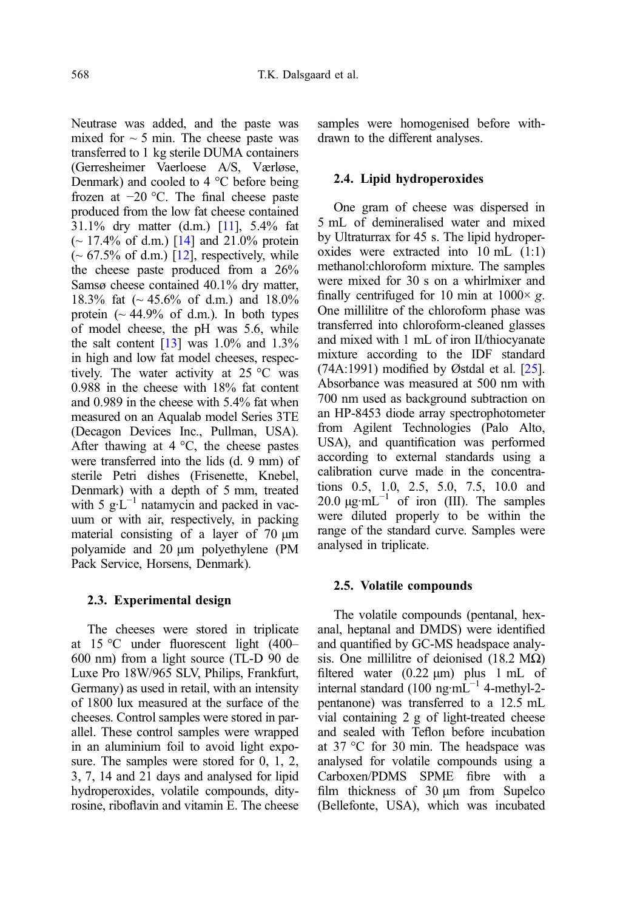Neutrase was added, and the paste was mixed for ~ 5 min. The cheese paste was transferred to 1 kg sterile DUMA containers (Gerresheimer Vaerloese A/S, Værløse, Denmark) and cooled to 4 °C before being frozen at −20 °C. The final cheese paste produced from the low fat cheese contained 31.1% dry matter (d.m.) [11], 5.4% fat (~ 17.4% of d.m.) [14] and 21.0% protein (~ 67.5% of d.m.) [12], respectively, while the cheese paste produced from a 26% Samsø cheese contained 40.1% dry matter, 18.3% fat (~ 45.6% of d.m.) and 18.0% protein (~ 44.9% of d.m.). In both types of model cheese, the pH was 5.6, while the salt content [13] was 1.0% and 1.3% in high and low fat model cheeses, respectively. The water activity at 25 °C was 0.988 in the cheese with 18% fat content and 0.989 in the cheese with 5.4% fat when measured on an Aqualab model Series 3TE (Decagon Devices Inc., Pullman, USA). After thawing at 4 °C, the cheese pastes were transferred into the lids (d. 9 mm) of sterile Petri dishes (Frisenette, Knebel, Denmark) with a depth of 5 mm, treated with 5 $g \cdot L^{-1}$ natamycin and packed in vacuum or with air, respectively, in packing material consisting of a layer of 70 μm polyamide and 20 μm polyethylene (PM Pack Service, Horsens, Denmark).

### 2.3. Experimental design

The cheeses were stored in triplicate at 15 °C under fluorescent light (400–600 nm) from a light source (TL-D 90 de Luxe Pro 18W/965 SLV, Philips, Frankfurt, Germany) as used in retail, with an intensity of 1800 lux measured at the surface of the cheeses. Control samples were stored in parallel. These control samples were wrapped in an aluminium foil to avoid light exposure. The samples were stored for 0, 1, 2, 3, 7, 14 and 21 days and analysed for lipid hydroperoxides, volatile compounds, dityrosine, riboflavin and vitamin E. The cheese samples were homogenised before withdrawn to the different analyses.

### 2.4. Lipid hydroperoxides

One gram of cheese was dispersed in 5 mL of demineralised water and mixed by Ultraturrax for 45 s. The lipid hydroperoxides were extracted into 10 mL (1:1) methanol:chloroform mixture. The samples were mixed for 30 s on a whirlmixer and finally centrifuged for 10 min at 1000× *g*. One millilitre of the chloroform phase was transferred into chloroform-cleaned glasses and mixed with 1 mL of iron II/thiocyanate mixture according to the IDF standard (74A:1991) modified by Østdal et al. [25]. Absorbance was measured at 500 nm with 700 nm used as background subtraction on an HP-8453 diode array spectrophotometer from Agilent Technologies (Palo Alto, USA), and quantification was performed according to external standards using a calibration curve made in the concentrations 0.5, 1.0, 2.5, 5.0, 7.5, 10.0 and 20.0 $\mu g \cdot mL^{-1}$ of iron (III). The samples were diluted properly to be within the range of the standard curve. Samples were analysed in triplicate.

### 2.5. Volatile compounds

The volatile compounds (pentanal, hexanal, heptanal and DMDS) were identified and quantified by GC-MS headspace analysis. One millilitre of deionised (18.2 MΩ) filtered water (0.22 μm) plus 1 mL of internal standard (100 $ng \cdot mL^{-1}$ 4-methyl-2-pentanone) was transferred to a 12.5 mL vial containing 2 g of light-treated cheese and sealed with Teflon before incubation at 37 °C for 30 min. The headspace was analysed for volatile compounds using a Carboxen/PDMS SPME fibre with a film thickness of 30 μm from Supelco (Bellefonte, USA), which was incubated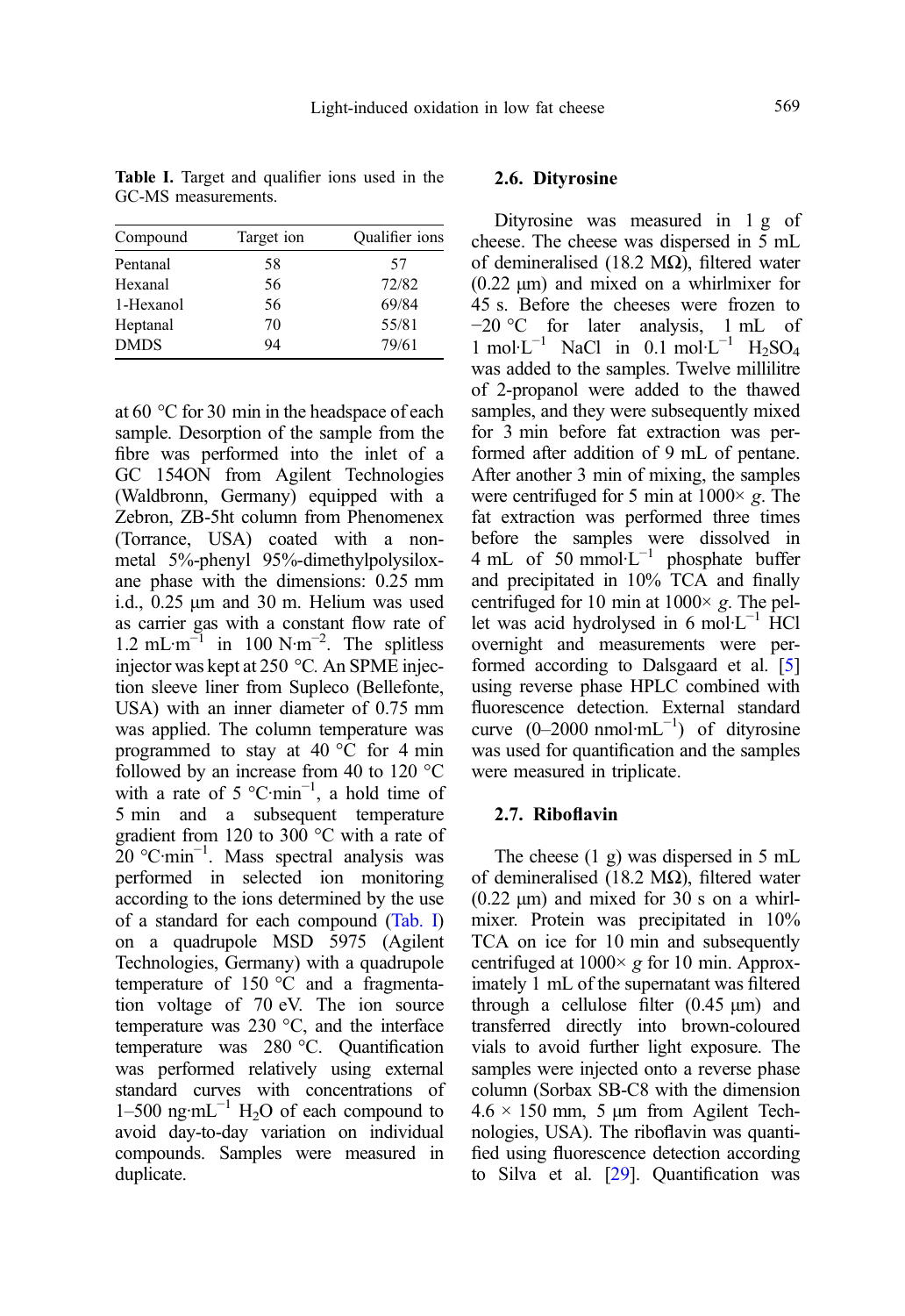**Table I.** Target and qualifier ions used in the GC-MS measurements.

| Compound | Target ion | Qualifier ions |
|---|---|---|
| Pentanal | 58 | 57 |
| Hexanal | 56 | 72/82 |
| 1-Hexanol | 56 | 69/84 |
| Heptanal | 70 | 55/81 |
| DMDS | 94 | 79/61 |

at 60 °C for 30 min in the headspace of each sample. Desorption of the sample from the fibre was performed into the inlet of a GC 154ON from Agilent Technologies (Waldbronn, Germany) equipped with a Zebron, ZB-5ht column from Phenomenex (Torrance, USA) coated with a non-metal 5%-phenyl 95%-dimethylpolysiloxane phase with the dimensions: 0.25 mm i.d., 0.25 μm and 30 m. Helium was used as carrier gas with a constant flow rate of 1.2 $mL \cdot m^{-1}$ in 100 $N \cdot m^{-2}$. The splitless injector was kept at 250 °C. An SPME injection sleeve liner from Supleco (Bellefonte, USA) with an inner diameter of 0.75 mm was applied. The column temperature was programmed to stay at 40 °C for 4 min followed by an increase from 40 to 120 °C with a rate of 5 $°C \cdot min^{-1}$, a hold time of 5 min and a subsequent temperature gradient from 120 to 300 °C with a rate of 20 $°C \cdot min^{-1}$. Mass spectral analysis was performed in selected ion monitoring according to the ions determined by the use of a standard for each compound (Tab. I) on a quadrupole MSD 5975 (Agilent Technologies, Germany) with a quadrupole temperature of 150 °C and a fragmentation voltage of 70 eV. The ion source temperature was 230 °C, and the interface temperature was 280 °C. Quantification was performed relatively using external standard curves with concentrations of 1–500 $ng \cdot mL^{-1}$ $H_2O$ of each compound to avoid day-to-day variation on individual compounds. Samples were measured in duplicate.

## 2.6. Dityrosine

Dityrosine was measured in 1 g of cheese. The cheese was dispersed in 5 mL of demineralised (18.2 MΩ), filtered water (0.22 μm) and mixed on a whirlmixer for 45 s. Before the cheeses were frozen to −20 °C for later analysis, 1 mL of 1 $mol \cdot L^{-1}$ NaCl in 0.1 $mol \cdot L^{-1}$ $H_2SO_4$ was added to the samples. Twelve millilitre of 2-propanol were added to the thawed samples, and they were subsequently mixed for 3 min before fat extraction was performed after addition of 9 mL of pentane. After another 3 min of mixing, the samples were centrifuged for 5 min at 1000× *g*. The fat extraction was performed three times before the samples were dissolved in 4 mL of 50 $mmol \cdot L^{-1}$ phosphate buffer and precipitated in 10% TCA and finally centrifuged for 10 min at 1000× *g*. The pellet was acid hydrolysed in 6 $mol \cdot L^{-1}$ HCl overnight and measurements were performed according to Dalsgaard et al. [5] using reverse phase HPLC combined with fluorescence detection. External standard curve (0–2000 $nmol \cdot mL^{-1}$) of dityrosine was used for quantification and the samples were measured in triplicate.

## 2.7. Riboflavin

The cheese (1 g) was dispersed in 5 mL of demineralised (18.2 MΩ), filtered water (0.22 μm) and mixed for 30 s on a whirlmixer. Protein was precipitated in 10% TCA on ice for 10 min and subsequently centrifuged at 1000× *g* for 10 min. Approximately 1 mL of the supernatant was filtered through a cellulose filter (0.45 μm) and transferred directly into brown-coloured vials to avoid further light exposure. The samples were injected onto a reverse phase column (Sorbax SB-C8 with the dimension 4.6 × 150 mm, 5 μm from Agilent Technologies, USA). The riboflavin was quantified using fluorescence detection according to Silva et al. [29]. Quantification was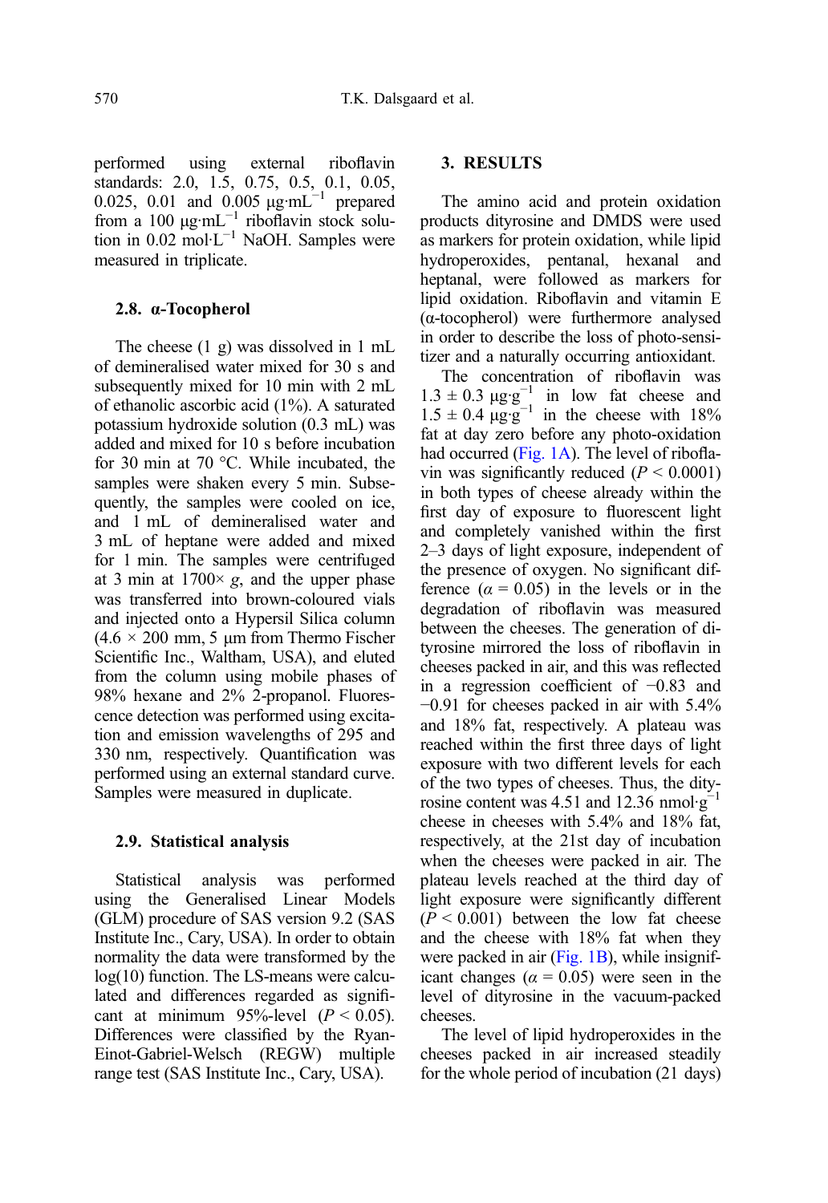performed using external riboflavin standards: 2.0, 1.5, 0.75, 0.5, 0.1, 0.05, 0.025, 0.01 and 0.005 $\mu g \cdot mL^{-1}$ prepared from a 100 $\mu g \cdot mL^{-1}$ riboflavin stock solution in 0.02 $mol \cdot L^{-1}$ NaOH. Samples were measured in triplicate.

### 2.8. α-Tocopherol

The cheese (1 g) was dissolved in 1 mL of demineralised water mixed for 30 s and subsequently mixed for 10 min with 2 mL of ethanolic ascorbic acid (1%). A saturated potassium hydroxide solution (0.3 mL) was added and mixed for 10 s before incubation for 30 min at 70 °C. While incubated, the samples were shaken every 5 min. Subsequently, the samples were cooled on ice, and 1 mL of demineralised water and 3 mL of heptane were added and mixed for 1 min. The samples were centrifuged at 3 min at 1700× *g*, and the upper phase was transferred into brown-coloured vials and injected onto a Hypersil Silica column (4.6 × 200 mm, 5 μm from Thermo Fischer Scientific Inc., Waltham, USA), and eluted from the column using mobile phases of 98% hexane and 2% 2-propanol. Fluorescence detection was performed using excitation and emission wavelengths of 295 and 330 nm, respectively. Quantification was performed using an external standard curve. Samples were measured in duplicate.

### 2.9. Statistical analysis

Statistical analysis was performed using the Generalised Linear Models (GLM) procedure of SAS version 9.2 (SAS Institute Inc., Cary, USA). In order to obtain normality the data were transformed by the log(10) function. The LS-means were calculated and differences regarded as significant at minimum 95%-level ($P < 0.05$). Differences were classified by the Ryan-Einot-Gabriel-Welsch (REGW) multiple range test (SAS Institute Inc., Cary, USA).

## 3. RESULTS

The amino acid and protein oxidation products dityrosine and DMDS were used as markers for protein oxidation, while lipid hydroperoxides, pentanal, hexanal and heptanal, were followed as markers for lipid oxidation. Riboflavin and vitamin E (α-tocopherol) were furthermore analysed in order to describe the loss of photo-sensitizer and a naturally occurring antioxidant.

The concentration of riboflavin was 1.3 ± 0.3 $\mu g \cdot g^{-1}$ in low fat cheese and 1.5 ± 0.4 $\mu g \cdot g^{-1}$ in the cheese with 18% fat at day zero before any photo-oxidation had occurred (Fig. 1A). The level of riboflavin was significantly reduced ($P < 0.0001$) in both types of cheese already within the first day of exposure to fluorescent light and completely vanished within the first 2–3 days of light exposure, independent of the presence of oxygen. No significant difference ($\alpha = 0.05$) in the levels or in the degradation of riboflavin was measured between the cheeses. The generation of dityrosine mirrored the loss of riboflavin in cheeses packed in air, and this was reflected in a regression coefficient of −0.83 and −0.91 for cheeses packed in air with 5.4% and 18% fat, respectively. A plateau was reached within the first three days of light exposure with two different levels for each of the two types of cheeses. Thus, the dityrosine content was 4.51 and 12.36 $nmol \cdot g^{-1}$ cheese in cheeses with 5.4% and 18% fat, respectively, at the 21st day of incubation when the cheeses were packed in air. The plateau levels reached at the third day of light exposure were significantly different ($P < 0.001$) between the low fat cheese and the cheese with 18% fat when they were packed in air (Fig. 1B), while insignificant changes ($\alpha = 0.05$) were seen in the level of dityrosine in the vacuum-packed cheeses.

The level of lipid hydroperoxides in the cheeses packed in air increased steadily for the whole period of incubation (21 days)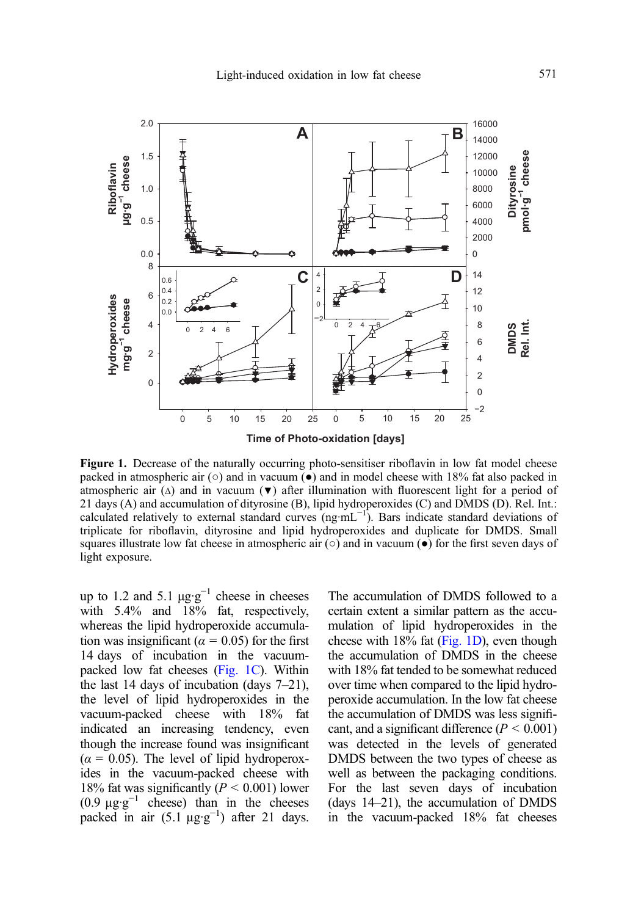Figure 1. Decrease of the naturally occurring photo-sensitiser riboflavin in low fat model cheese packed in atmospheric air (○) and in vacuum (●) and in model cheese with 18% fat also packed in atmospheric air (Δ) and in vacuum (▼) after illumination with fluorescent light for a period of 21 days (A) and accumulation of dityrosine (B), lipid hydroperoxides (C) and DMDS (D). Rel. Int.: calculated relatively to external standard curves ($ng \cdot mL^{-1}$). Bars indicate standard deviations of triplicate for riboflavin, dityrosine and lipid hydroperoxides and duplicate for DMDS. Small squares illustrate low fat cheese in atmospheric air (○) and in vacuum (●) for the first seven days of light exposure.

up to 1.2 and 5.1 $\mu g \cdot g^{-1}$ cheese in cheeses with 5.4% and 18% fat, respectively, whereas the lipid hydroperoxide accumulation was insignificant ($\alpha = 0.05$) for the first 14 days of incubation in the vacuum-packed low fat cheeses (Fig. 1C). Within the last 14 days of incubation (days 7–21), the level of lipid hydroperoxides in the vacuum-packed cheese with 18% fat indicated an increasing tendency, even though the increase found was insignificant ($\alpha = 0.05$). The level of lipid hydroperoxides in the vacuum-packed cheese with 18% fat was significantly ($P < 0.001$) lower (0.9 $\mu g \cdot g^{-1}$ cheese) than in the cheeses packed in air (5.1 $\mu g \cdot g^{-1}$) after 21 days.

The accumulation of DMDS followed to a certain extent a similar pattern as the accumulation of lipid hydroperoxides in the cheese with 18% fat (Fig. 1D), even though the accumulation of DMDS in the cheese with 18% fat tended to be somewhat reduced over time when compared to the lipid hydroperoxide accumulation. In the low fat cheese the accumulation of DMDS was less significant, and a significant difference ($P < 0.001$) was detected in the levels of generated DMDS between the two types of cheese as well as between the packaging conditions. For the last seven days of incubation (days 14–21), the accumulation of DMDS in the vacuum-packed 18% fat cheeses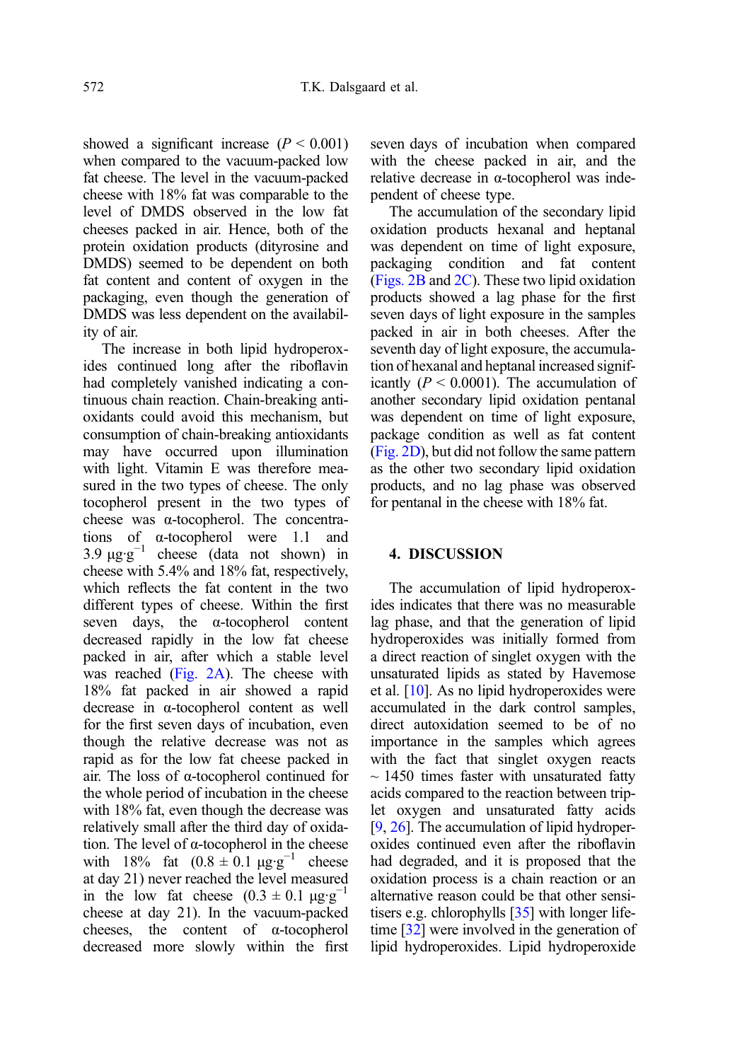showed a significant increase ($P < 0.001$) when compared to the vacuum-packed low fat cheese. The level in the vacuum-packed cheese with 18% fat was comparable to the level of DMDS observed in the low fat cheeses packed in air. Hence, both of the protein oxidation products (dityrosine and DMDS) seemed to be dependent on both fat content and content of oxygen in the packaging, even though the generation of DMDS was less dependent on the availability of air.

The increase in both lipid hydroperoxides continued long after the riboflavin had completely vanished indicating a continuous chain reaction. Chain-breaking antioxidants could avoid this mechanism, but consumption of chain-breaking antioxidants may have occurred upon illumination with light. Vitamin E was therefore measured in the two types of cheese. The only tocopherol present in the two types of cheese was α-tocopherol. The concentrations of α-tocopherol were 1.1 and 3.9 $\mu g \cdot g^{-1}$ cheese (data not shown) in cheese with 5.4% and 18% fat, respectively, which reflects the fat content in the two different types of cheese. Within the first seven days, the α-tocopherol content decreased rapidly in the low fat cheese packed in air, after which a stable level was reached (Fig. 2A). The cheese with 18% fat packed in air showed a rapid decrease in α-tocopherol content as well for the first seven days of incubation, even though the relative decrease was not as rapid as for the low fat cheese packed in air. The loss of α-tocopherol continued for the whole period of incubation in the cheese with 18% fat, even though the decrease was relatively small after the third day of oxidation. The level of α-tocopherol in the cheese with 18% fat ($0.8 \pm 0.1$ $\mu g \cdot g^{-1}$ cheese at day 21) never reached the level measured in the low fat cheese ($0.3 \pm 0.1$ $\mu g \cdot g^{-1}$ cheese at day 21). In the vacuum-packed cheeses, the content of α-tocopherol decreased more slowly within the first seven days of incubation when compared with the cheese packed in air, and the relative decrease in α-tocopherol was independent of cheese type.

The accumulation of the secondary lipid oxidation products hexanal and heptanal was dependent on time of light exposure, packaging condition and fat content (Figs. 2B and 2C). These two lipid oxidation products showed a lag phase for the first seven days of light exposure in the samples packed in air in both cheeses. After the seventh day of light exposure, the accumulation of hexanal and heptanal increased significantly ($P < 0.0001$). The accumulation of another secondary lipid oxidation pentanal was dependent on time of light exposure, package condition as well as fat content (Fig. 2D), but did not follow the same pattern as the other two secondary lipid oxidation products, and no lag phase was observed for pentanal in the cheese with 18% fat.

## 4. DISCUSSION

The accumulation of lipid hydroperoxides indicates that there was no measurable lag phase, and that the generation of lipid hydroperoxides was initially formed from a direct reaction of singlet oxygen with the unsaturated lipids as stated by Havemose et al. [10]. As no lipid hydroperoxides were accumulated in the dark control samples, direct autoxidation seemed to be of no importance in the samples which agrees with the fact that singlet oxygen reacts ~ 1450 times faster with unsaturated fatty acids compared to the reaction between triplet oxygen and unsaturated fatty acids [9, 26]. The accumulation of lipid hydroperoxides continued even after the riboflavin had degraded, and it is proposed that the oxidation process is a chain reaction or an alternative reason could be that other sensitisers e.g. chlorophylls [35] with longer lifetime [32] were involved in the generation of lipid hydroperoxides. Lipid hydroperoxide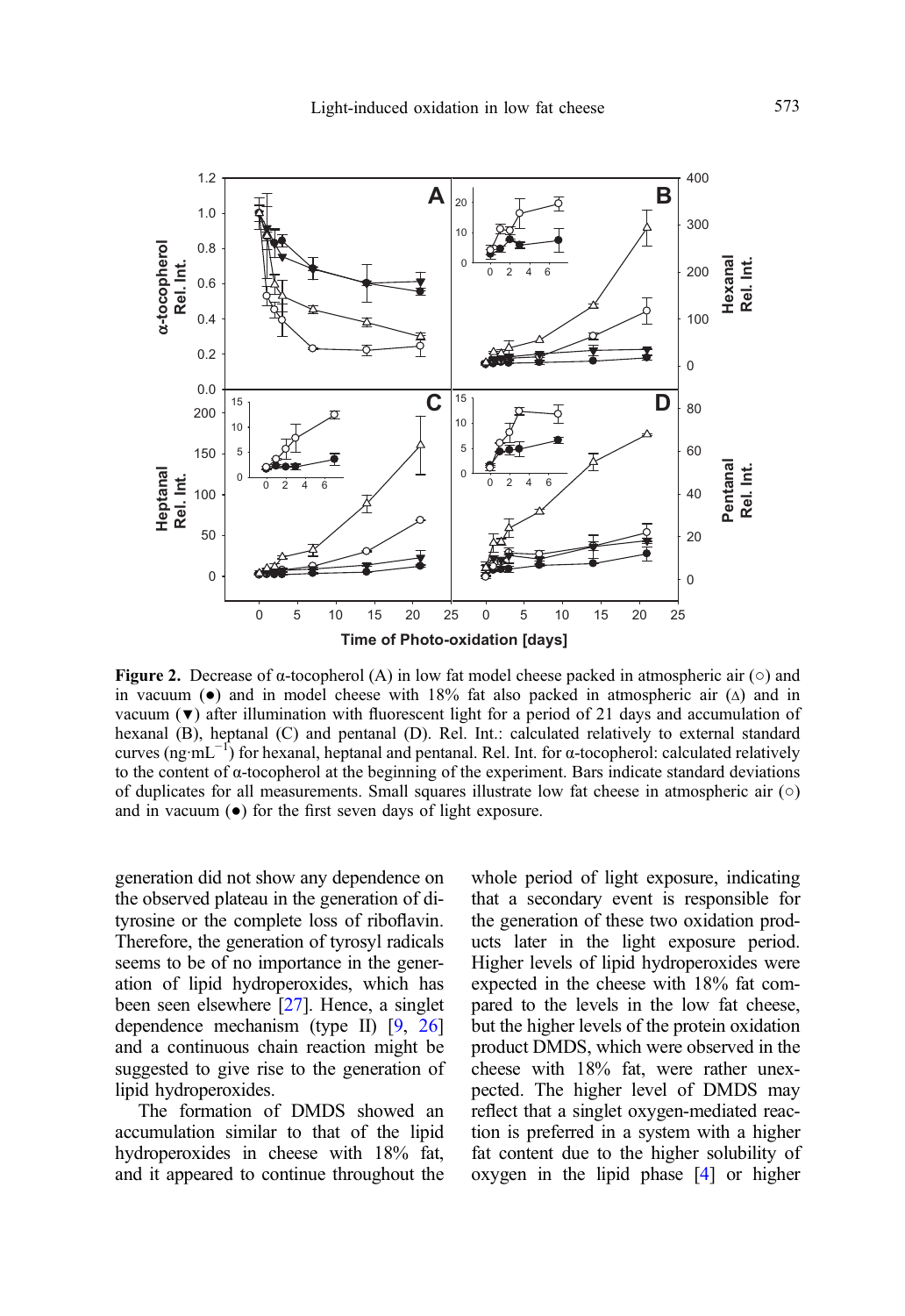**Figure 2.** Decrease of α-tocopherol (A) in low fat model cheese packed in atmospheric air (○) and in vacuum (●) and in model cheese with 18% fat also packed in atmospheric air (Δ) and in vacuum (▼) after illumination with fluorescent light for a period of 21 days and accumulation of hexanal (B), heptanal (C) and pentanal (D). Rel. Int.: calculated relatively to external standard curves (ng·mL$^{-1}$) for hexanal, heptanal and pentanal. Rel. Int. for α-tocopherol: calculated relatively to the content of α-tocopherol at the beginning of the experiment. Bars indicate standard deviations of duplicates for all measurements. Small squares illustrate low fat cheese in atmospheric air (○) and in vacuum (●) for the first seven days of light exposure.

generation did not show any dependence on the observed plateau in the generation of dityrosine or the complete loss of riboflavin. Therefore, the generation of tyrosyl radicals seems to be of no importance in the generation of lipid hydroperoxides, which has been seen elsewhere [27]. Hence, a singlet dependence mechanism (type II) [9, 26] and a continuous chain reaction might be suggested to give rise to the generation of lipid hydroperoxides.

The formation of DMDS showed an accumulation similar to that of the lipid hydroperoxides in cheese with 18% fat, and it appeared to continue throughout the whole period of light exposure, indicating that a secondary event is responsible for the generation of these two oxidation products later in the light exposure period. Higher levels of lipid hydroperoxides were expected in the cheese with 18% fat compared to the levels in the low fat cheese, but the higher levels of the protein oxidation product DMDS, which were observed in the cheese with 18% fat, were rather unexpected. The higher level of DMDS may reflect that a singlet oxygen-mediated reaction is preferred in a system with a higher fat content due to the higher solubility of oxygen in the lipid phase [4] or higher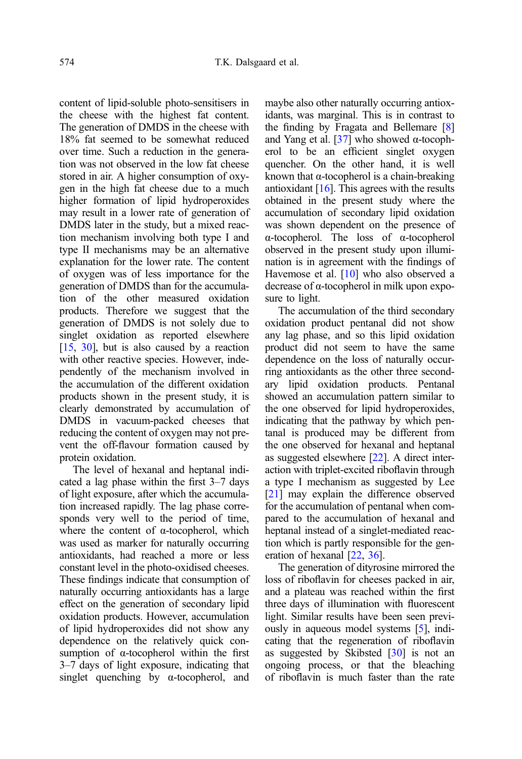content of lipid-soluble photo-sensitisers in the cheese with the highest fat content. The generation of DMDS in the cheese with 18% fat seemed to be somewhat reduced over time. Such a reduction in the generation was not observed in the low fat cheese stored in air. A higher consumption of oxygen in the high fat cheese due to a much higher formation of lipid hydroperoxides may result in a lower rate of generation of DMDS later in the study, but a mixed reaction mechanism involving both type I and type II mechanisms may be an alternative explanation for the lower rate. The content of oxygen was of less importance for the generation of DMDS than for the accumulation of the other measured oxidation products. Therefore we suggest that the generation of DMDS is not solely due to singlet oxidation as reported elsewhere [15, 30], but is also caused by a reaction with other reactive species. However, independently of the mechanism involved in the accumulation of the different oxidation products shown in the present study, it is clearly demonstrated by accumulation of DMDS in vacuum-packed cheeses that reducing the content of oxygen may not prevent the off-flavour formation caused by protein oxidation.

The level of hexanal and heptanal indicated a lag phase within the first 3–7 days of light exposure, after which the accumulation increased rapidly. The lag phase corresponds very well to the period of time, where the content of α-tocopherol, which was used as marker for naturally occurring antioxidants, had reached a more or less constant level in the photo-oxidised cheeses. These findings indicate that consumption of naturally occurring antioxidants has a large effect on the generation of secondary lipid oxidation products. However, accumulation of lipid hydroperoxides did not show any dependence on the relatively quick consumption of α-tocopherol within the first 3–7 days of light exposure, indicating that singlet quenching by α-tocopherol, and maybe also other naturally occurring antioxidants, was marginal. This is in contrast to the finding by Fragata and Bellemare [8] and Yang et al. [37] who showed α-tocopherol to be an efficient singlet oxygen quencher. On the other hand, it is well known that α-tocopherol is a chain-breaking antioxidant [16]. This agrees with the results obtained in the present study where the accumulation of secondary lipid oxidation was shown dependent on the presence of α-tocopherol. The loss of α-tocopherol observed in the present study upon illumination is in agreement with the findings of Havemose et al. [10] who also observed a decrease of α-tocopherol in milk upon exposure to light.

The accumulation of the third secondary oxidation product pentanal did not show any lag phase, and so this lipid oxidation product did not seem to have the same dependence on the loss of naturally occurring antioxidants as the other three secondary lipid oxidation products. Pentanal showed an accumulation pattern similar to the one observed for lipid hydroperoxides, indicating that the pathway by which pentanal is produced may be different from the one observed for hexanal and heptanal as suggested elsewhere [22]. A direct interaction with triplet-excited riboflavin through a type I mechanism as suggested by Lee [21] may explain the difference observed for the accumulation of pentanal when compared to the accumulation of hexanal and heptanal instead of a singlet-mediated reaction which is partly responsible for the generation of hexanal [22, 36].

The generation of dityrosine mirrored the loss of riboflavin for cheeses packed in air, and a plateau was reached within the first three days of illumination with fluorescent light. Similar results have been seen previously in aqueous model systems [5], indicating that the regeneration of riboflavin as suggested by Skibsted [30] is not an ongoing process, or that the bleaching of riboflavin is much faster than the rate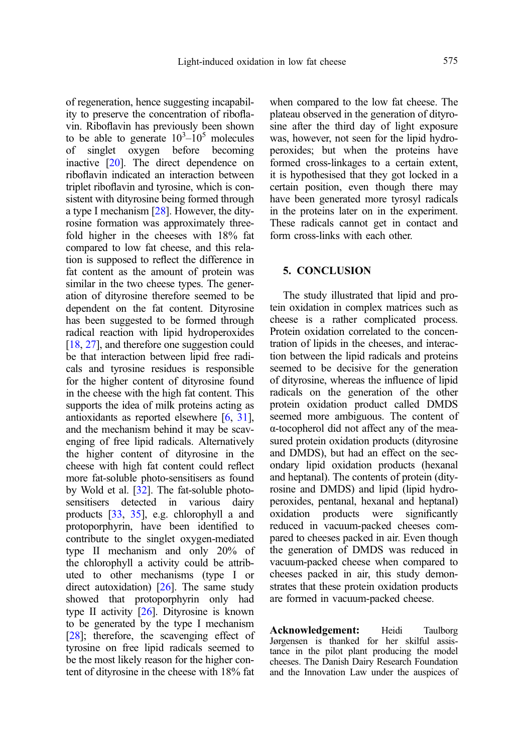of regeneration, hence suggesting incapability to preserve the concentration of riboflavin. Riboflavin has previously been shown to be able to generate $10^3$–$10^5$ molecules of singlet oxygen before becoming inactive [20]. The direct dependence on riboflavin indicated an interaction between triplet riboflavin and tyrosine, which is consistent with dityrosine being formed through a type I mechanism [28]. However, the dityrosine formation was approximately threefold higher in the cheeses with 18% fat compared to low fat cheese, and this relation is supposed to reflect the difference in fat content as the amount of protein was similar in the two cheese types. The generation of dityrosine therefore seemed to be dependent on the fat content. Dityrosine has been suggested to be formed through radical reaction with lipid hydroperoxides [18, 27], and therefore one suggestion could be that interaction between lipid free radicals and tyrosine residues is responsible for the higher content of dityrosine found in the cheese with the high fat content. This supports the idea of milk proteins acting as antioxidants as reported elsewhere [6, 31], and the mechanism behind it may be scavenging of free lipid radicals. Alternatively the higher content of dityrosine in the cheese with high fat content could reflect more fat-soluble photo-sensitisers as found by Wold et al. [32]. The fat-soluble photo-sensitisers detected in various dairy products [33, 35], e.g. chlorophyll a and protoporphyrin, have been identified to contribute to the singlet oxygen-mediated type II mechanism and only 20% of the chlorophyll a activity could be attributed to other mechanisms (type I or direct autoxidation) [26]. The same study showed that protoporphyrin only had type II activity [26]. Dityrosine is known to be generated by the type I mechanism [28]; therefore, the scavenging effect of tyrosine on free lipid radicals seemed to be the most likely reason for the higher content of dityrosine in the cheese with 18% fat when compared to the low fat cheese. The plateau observed in the generation of dityrosine after the third day of light exposure was, however, not seen for the lipid hydroperoxides; but when the proteins have formed cross-linkages to a certain extent, it is hypothesised that they got locked in a certain position, even though there may have been generated more tyrosyl radicals in the proteins later on in the experiment. These radicals cannot get in contact and form cross-links with each other.

## 5. CONCLUSION

The study illustrated that lipid and protein oxidation in complex matrices such as cheese is a rather complicated process. Protein oxidation correlated to the concentration of lipids in the cheeses, and interaction between the lipid radicals and proteins seemed to be decisive for the generation of dityrosine, whereas the influence of lipid radicals on the generation of the other protein oxidation product called DMDS seemed more ambiguous. The content of α-tocopherol did not affect any of the measured protein oxidation products (dityrosine and DMDS), but had an effect on the secondary lipid oxidation products (hexanal and heptanal). The contents of protein (dityrosine and DMDS) and lipid (lipid hydroperoxides, pentanal, hexanal and heptanal) oxidation products were significantly reduced in vacuum-packed cheeses compared to cheeses packed in air. Even though the generation of DMDS was reduced in vacuum-packed cheese when compared to cheeses packed in air, this study demonstrates that these protein oxidation products are formed in vacuum-packed cheese.

**Acknowledgement:** Heidi Taulborg Jørgensen is thanked for her skilful assistance in the pilot plant producing the model cheeses. The Danish Dairy Research Foundation and the Innovation Law under the auspices of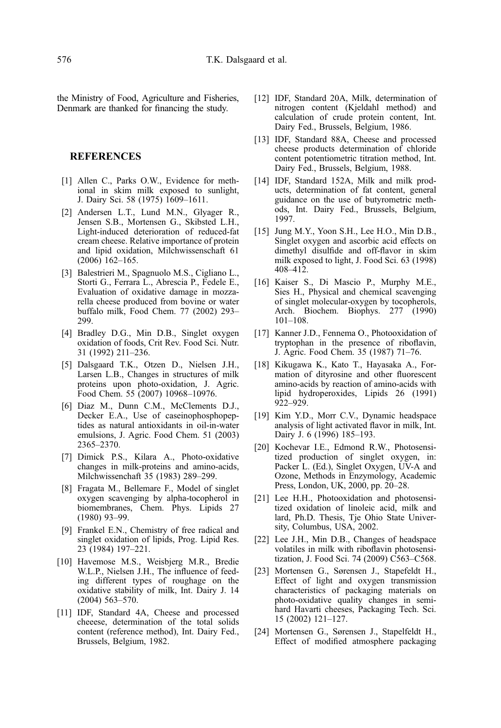the Ministry of Food, Agriculture and Fisheries, Denmark are thanked for financing the study.

## REFERENCES

[1] Allen C., Parks O.W., Evidence for methional in skim milk exposed to sunlight, J. Dairy Sci. 58 (1975) 1609–1611.

[2] Andersen L.T., Lund M.N., Glyager R., Jensen S.B., Mortensen G., Skibsted L.H., Light-induced deterioration of reduced-fat cream cheese. Relative importance of protein and lipid oxidation, Milchwissenschaft 61 (2006) 162–165.

[3] Balestrieri M., Spagnuolo M.S., Cigliano L., Storti G., Ferrara L., Abrescia P., Fedele E., Evaluation of oxidative damage in mozzarella cheese produced from bovine or water buffalo milk, Food Chem. 77 (2002) 293–299.

[4] Bradley D.G., Min D.B., Singlet oxygen oxidation of foods, Crit Rev. Food Sci. Nutr. 31 (1992) 211–236.

[5] Dalsgaard T.K., Otzen D., Nielsen J.H., Larsen L.B., Changes in structures of milk proteins upon photo-oxidation, J. Agric. Food Chem. 55 (2007) 10968–10976.

[6] Diaz M., Dunn C.M., McClements D.J., Decker E.A., Use of caseinophosphopeptides as natural antioxidants in oil-in-water emulsions, J. Agric. Food Chem. 51 (2003) 2365–2370.

[7] Dimick P.S., Kilara A., Photo-oxidative changes in milk-proteins and amino-acids, Milchwissenschaft 35 (1983) 289–299.

[8] Fragata M., Bellemare F., Model of singlet oxygen scavenging by alpha-tocopherol in biomembranes, Chem. Phys. Lipids 27 (1980) 93–99.

[9] Frankel E.N., Chemistry of free radical and singlet oxidation of lipids, Prog. Lipid Res. 23 (1984) 197–221.

[10] Havemose M.S., Weisbjerg M.R., Bredie W.L.P., Nielsen J.H., The influence of feeding different types of roughage on the oxidative stability of milk, Int. Dairy J. 14 (2004) 563–570.

[11] IDF, Standard 4A, Cheese and processed cheeese, determination of the total solids content (reference method), Int. Dairy Fed., Brussels, Belgium, 1982.

[12] IDF, Standard 20A, Milk, determination of nitrogen content (Kjeldahl method) and calculation of crude protein content, Int. Dairy Fed., Brussels, Belgium, 1986.

[13] IDF, Standard 88A, Cheese and processed cheese products determination of chloride content potentiometric titration method, Int. Dairy Fed., Brussels, Belgium, 1988.

[14] IDF, Standard 152A, Milk and milk products, determination of fat content, general guidance on the use of butyrometric methods, Int. Dairy Fed., Brussels, Belgium, 1997.

[15] Jung M.Y., Yoon S.H., Lee H.O., Min D.B., Singlet oxygen and ascorbic acid effects on dimethyl disulfide and off-flavor in skim milk exposed to light, J. Food Sci. 63 (1998) 408–412.

[16] Kaiser S., Di Mascio P., Murphy M.E., Sies H., Physical and chemical scavenging of singlet molecular-oxygen by tocopherols, Arch. Biochem. Biophys. 277 (1990) 101–108.

[17] Kanner J.D., Fennema O., Photooxidation of tryptophan in the presence of riboflavin, J. Agric. Food Chem. 35 (1987) 71–76.

[18] Kikugawa K., Kato T., Hayasaka A., Formation of dityrosine and other fluorescent amino-acids by reaction of amino-acids with lipid hydroperoxides, Lipids 26 (1991) 922–929.

[19] Kim Y.D., Morr C.V., Dynamic headspace analysis of light activated flavor in milk, Int. Dairy J. 6 (1996) 185–193.

[20] Kochevar I.E., Edmond R.W., Photosensitized production of singlet oxygen, in: Packer L. (Ed.), Singlet Oxygen, UV-A and Ozone, Methods in Enzymology, Academic Press, London, UK, 2000, pp. 20–28.

[21] Lee H.H., Photooxidation and photosensitized oxidation of linoleic acid, milk and lard, Ph.D. Thesis, Tje Ohio State University, Columbus, USA, 2002.

[22] Lee J.H., Min D.B., Changes of headspace volatiles in milk with riboflavin photosensitization, J. Food Sci. 74 (2009) C563–C568.

[23] Mortensen G., Sørensen J., Stapefeldt H., Effect of light and oxygen transmission characteristics of packaging materials on photo-oxidative quality changes in semi-hard Havarti cheeses, Packaging Tech. Sci. 15 (2002) 121–127.

[24] Mortensen G., Sørensen J., Stapelfeldt H., Effect of modified atmosphere packaging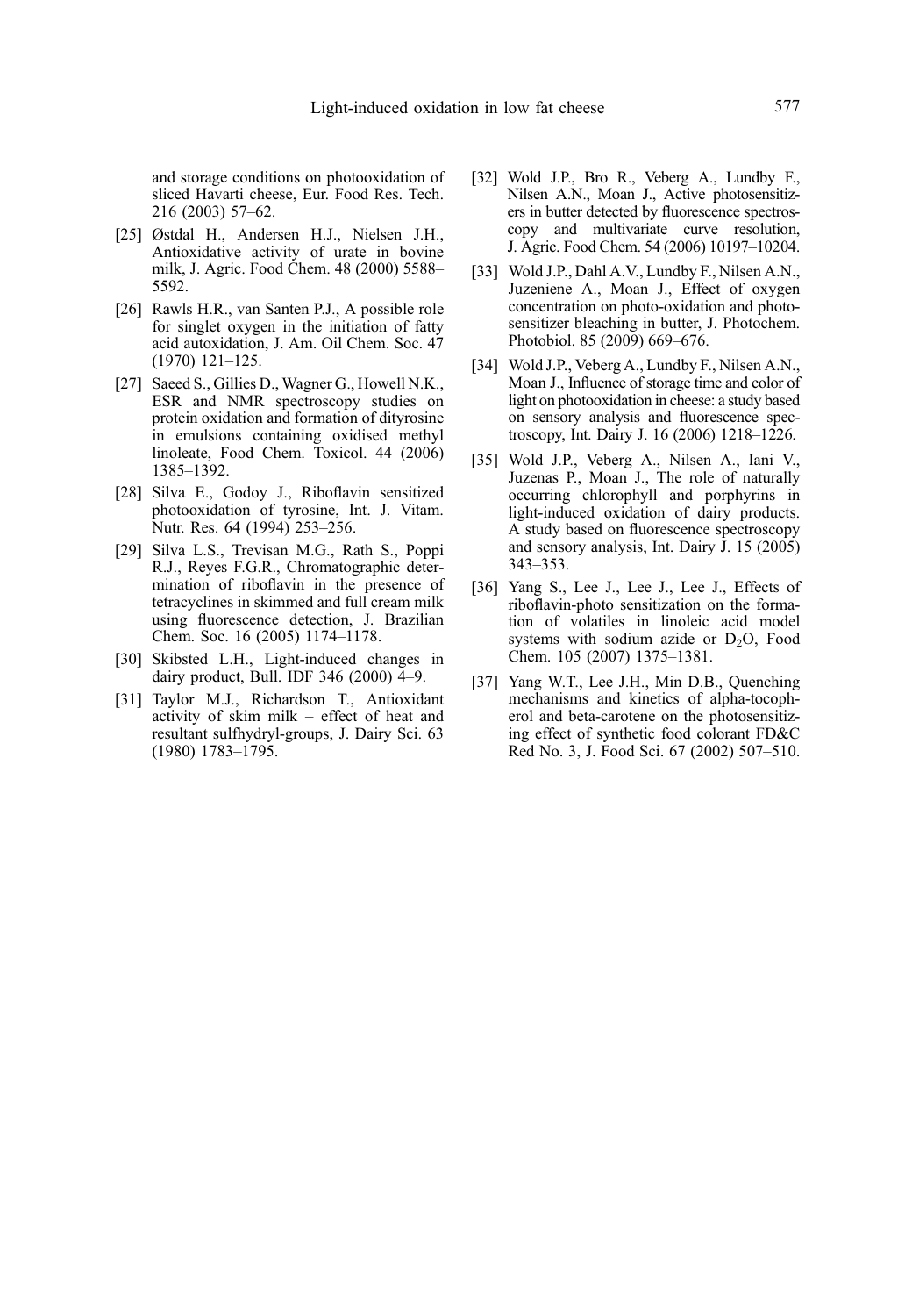and storage conditions on photooxidation of sliced Havarti cheese, Eur. Food Res. Tech. 216 (2003) 57–62.

[25] Østdal H., Andersen H.J., Nielsen J.H., Antioxidative activity of urate in bovine milk, J. Agric. Food Chem. 48 (2000) 5588–5592.

[26] Rawls H.R., van Santen P.J., A possible role for singlet oxygen in the initiation of fatty acid autoxidation, J. Am. Oil Chem. Soc. 47 (1970) 121–125.

[27] Saeed S., Gillies D., Wagner G., Howell N.K., ESR and NMR spectroscopy studies on protein oxidation and formation of dityrosine in emulsions containing oxidised methyl linoleate, Food Chem. Toxicol. 44 (2006) 1385–1392.

[28] Silva E., Godoy J., Riboflavin sensitized photooxidation of tyrosine, Int. J. Vitam. Nutr. Res. 64 (1994) 253–256.

[29] Silva L.S., Trevisan M.G., Rath S., Poppi R.J., Reyes F.G.R., Chromatographic determination of riboflavin in the presence of tetracyclines in skimmed and full cream milk using fluorescence detection, J. Brazilian Chem. Soc. 16 (2005) 1174–1178.

[30] Skibsted L.H., Light-induced changes in dairy product, Bull. IDF 346 (2000) 4–9.

[31] Taylor M.J., Richardson T., Antioxidant activity of skim milk – effect of heat and resultant sulfhydryl-groups, J. Dairy Sci. 63 (1980) 1783–1795.

[32] Wold J.P., Bro R., Veberg A., Lundby F., Nilsen A.N., Moan J., Active photosensitizers in butter detected by fluorescence spectroscopy and multivariate curve resolution, J. Agric. Food Chem. 54 (2006) 10197–10204.

[33] Wold J.P., Dahl A.V., Lundby F., Nilsen A.N., Juzeniene A., Moan J., Effect of oxygen concentration on photo-oxidation and photosensitizer bleaching in butter, J. Photochem. Photobiol. 85 (2009) 669–676.

[34] Wold J.P., Veberg A., Lundby F., Nilsen A.N., Moan J., Influence of storage time and color of light on photooxidation in cheese: a study based on sensory analysis and fluorescence spectroscopy, Int. Dairy J. 16 (2006) 1218–1226.

[35] Wold J.P., Veberg A., Nilsen A., Iani V., Juzenas P., Moan J., The role of naturally occurring chlorophyll and porphyrins in light-induced oxidation of dairy products. A study based on fluorescence spectroscopy and sensory analysis, Int. Dairy J. 15 (2005) 343–353.

[36] Yang S., Lee J., Lee J., Lee J., Effects of riboflavin-photo sensitization on the formation of volatiles in linoleic acid model systems with sodium azide or $D_2O$, Food Chem. 105 (2007) 1375–1381.

[37] Yang W.T., Lee J.H., Min D.B., Quenching mechanisms and kinetics of alpha-tocopherol and beta-carotene on the photosensitizing effect of synthetic food colorant FD&C Red No. 3, J. Food Sci. 67 (2002) 507–510.